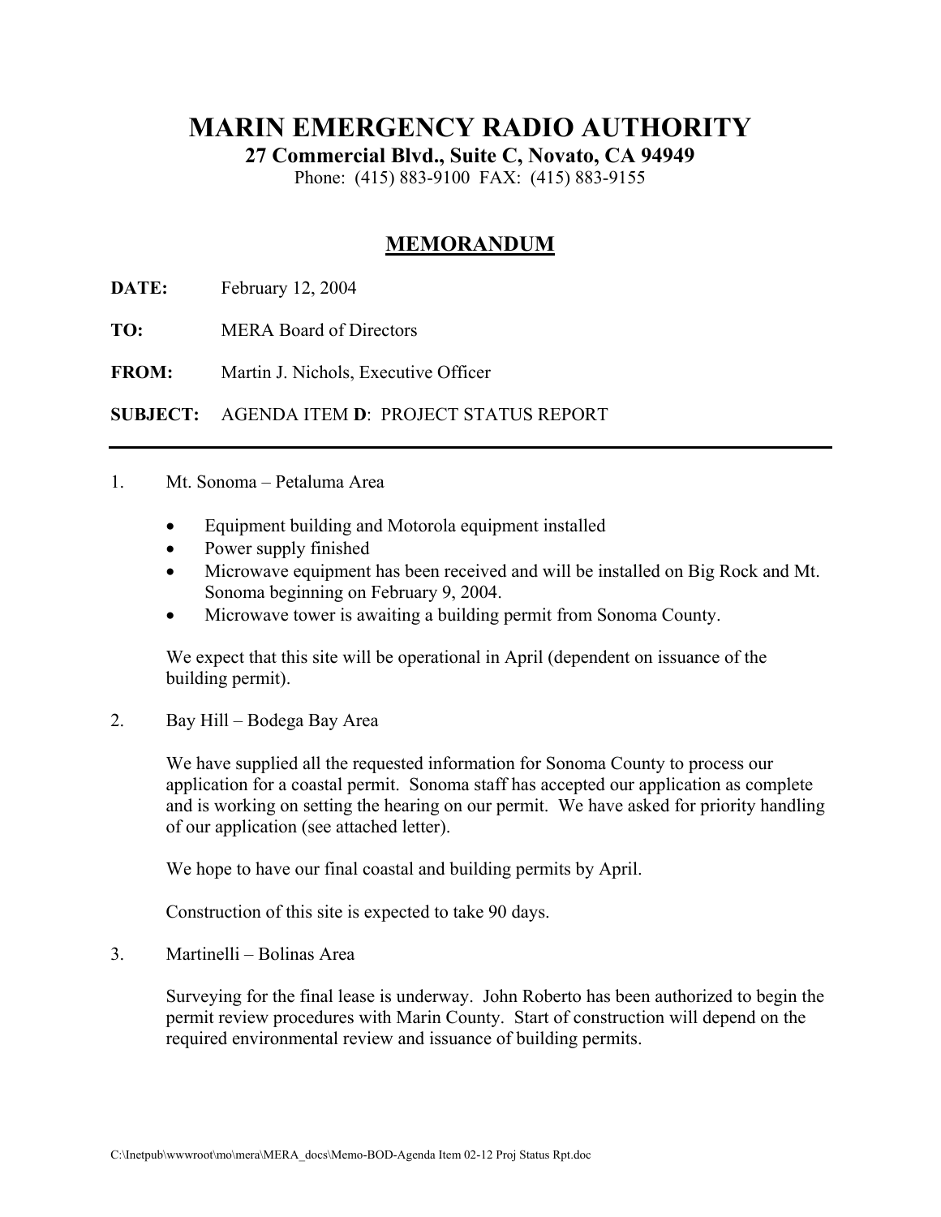# MARIN EMERGENCY RADIO AUTHORITY

**27 Commercial Blvd., Suite C, Novato, CA 94949**

Phone: (415) 883-9100 FAX: (415) 883-9155

## MEMORANDUM

**DATE:** February 12, 2004

**TO:** MERA Board of Directors

**FROM:** Martin J. Nichols, Executive Officer

**SUBJECT:** AGENDA ITEM **D**: PROJECT STATUS REPORT

---

1. Mt. Sonoma – Petaluma Area

   - Equipment building and Motorola equipment installed
   - Power supply finished
   - Microwave equipment has been received and will be installed on Big Rock and Mt. Sonoma beginning on February 9, 2004.
   - Microwave tower is awaiting a building permit from Sonoma County.

   We expect that this site will be operational in April (dependent on issuance of the building permit).

2. Bay Hill – Bodega Bay Area

   We have supplied all the requested information for Sonoma County to process our application for a coastal permit. Sonoma staff has accepted our application as complete and is working on setting the hearing on our permit. We have asked for priority handling of our application (see attached letter).

   We hope to have our final coastal and building permits by April.

   Construction of this site is expected to take 90 days.

3. Martinelli – Bolinas Area

   Surveying for the final lease is underway. John Roberto has been authorized to begin the permit review procedures with Marin County. Start of construction will depend on the required environmental review and issuance of building permits.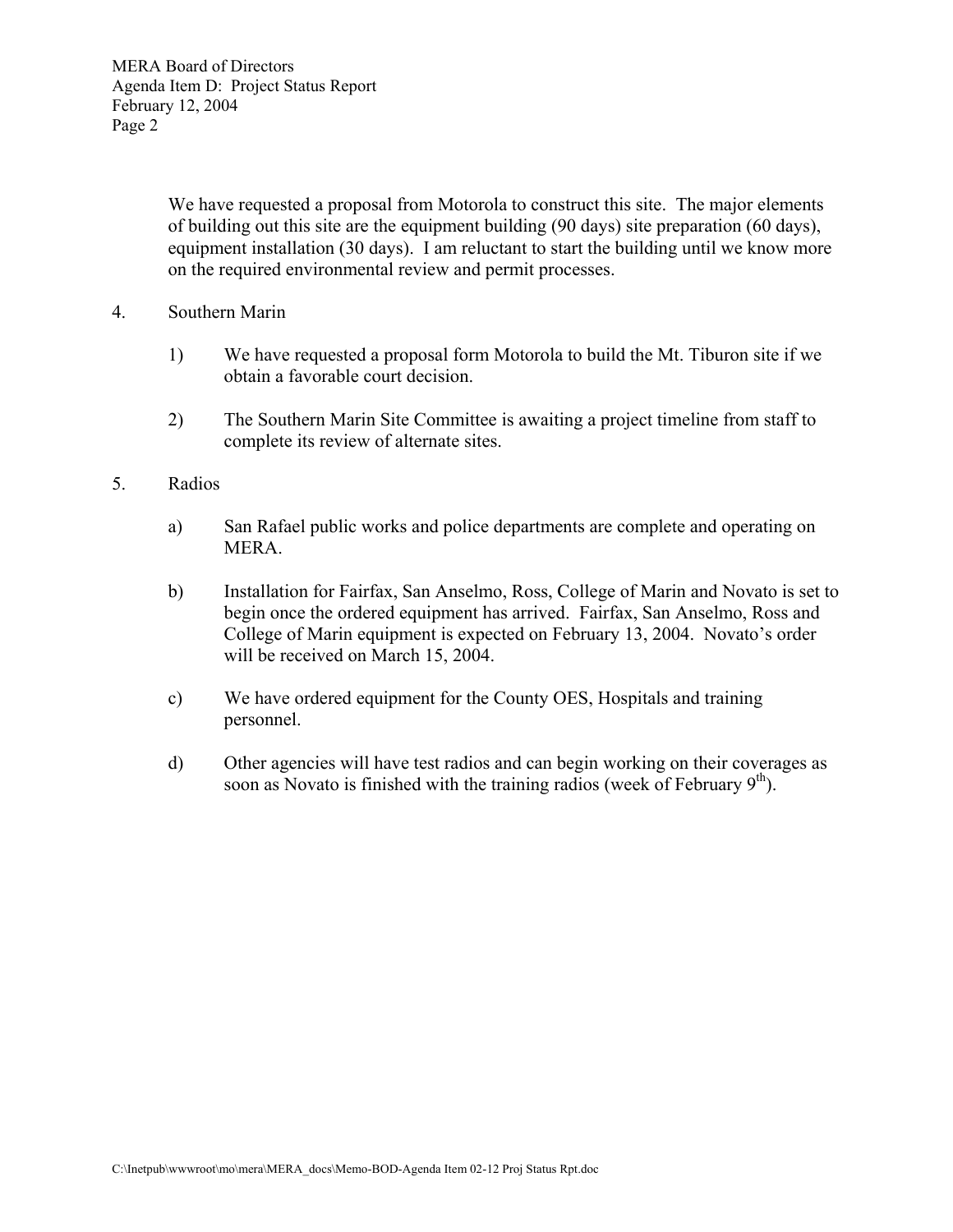We have requested a proposal from Motorola to construct this site. The major elements of building out this site are the equipment building (90 days) site preparation (60 days), equipment installation (30 days). I am reluctant to start the building until we know more on the required environmental review and permit processes.

4. Southern Marin

   1) We have requested a proposal form Motorola to build the Mt. Tiburon site if we obtain a favorable court decision.

   2) The Southern Marin Site Committee is awaiting a project timeline from staff to complete its review of alternate sites.

5. Radios

   a) San Rafael public works and police departments are complete and operating on MERA.

   b) Installation for Fairfax, San Anselmo, Ross, College of Marin and Novato is set to begin once the ordered equipment has arrived. Fairfax, San Anselmo, Ross and College of Marin equipment is expected on February 13, 2004. Novato's order will be received on March 15, 2004.

   c) We have ordered equipment for the County OES, Hospitals and training personnel.

   d) Other agencies will have test radios and can begin working on their coverages as soon as Novato is finished with the training radios (week of February 9th).

C:\Inetpub\wwwroot\mo\mera\MERA_docs\Memo-BOD-Agenda Item 02-12 Proj Status Rpt.doc